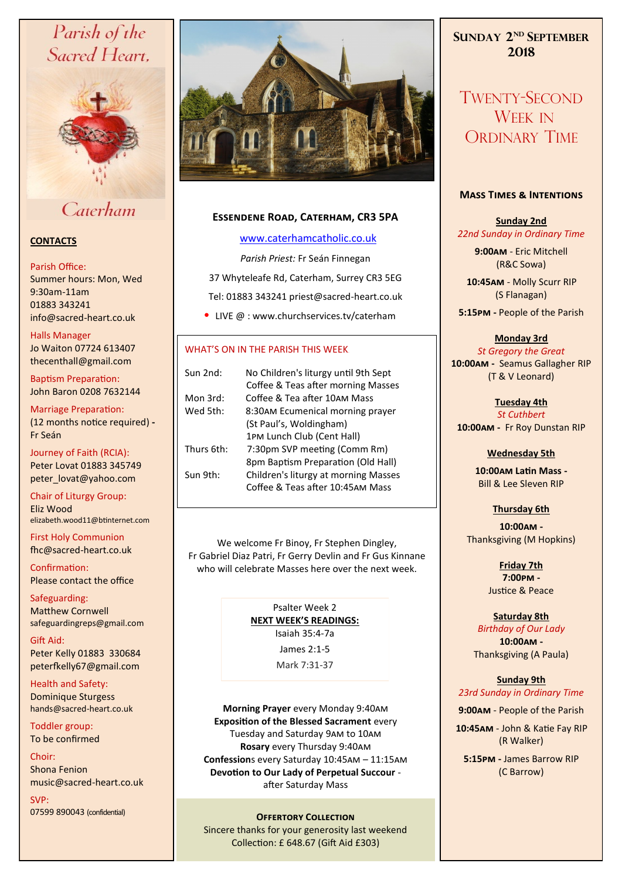# Parish of the Sacred Heart, Caterham

## CONTACTS

Parish Office:
Summer hours: Mon, Wed 9:30am-11am
01883 343241
info@sacred-heart.co.uk

Halls Manager
Jo Waiton 07724 613407
thecenthall@gmail.com

Baptism Preparation:
John Baron 0208 7632144

Marriage Preparation:
(12 months notice required) - Fr Seán

Journey of Faith (RCIA):
Peter Lovat 01883 345749
peter_lovat@yahoo.com

Chair of Liturgy Group:
Eliz Wood
elizabeth.wood11@btinternet.com

First Holy Communion
fhc@sacred-heart.co.uk

Confirmation:
Please contact the office

Safeguarding:
Matthew Cornwell
safeguardingreps@gmail.com

Gift Aid:
Peter Kelly 01883 330684
peterfkelly67@gmail.com

Health and Safety:
Dominique Sturgess
hands@sacred-heart.co.uk

Toddler group:
To be confirmed

Choir:
Shona Fenion
music@sacred-heart.co.uk

SVP:
07599 890043 (confidential)

## Essendene Road, Caterham, CR3 5PA

www.caterhamcatholic.co.uk

*Parish Priest:* Fr Seán Finnegan

37 Whyteleafe Rd, Caterham, Surrey CR3 5EG

Tel: 01883 343241 priest@sacred-heart.co.uk

- LIVE @ : www.churchservices.tv/caterham

### WHAT'S ON IN THE PARISH THIS WEEK

| | |
|---|---|
| Sun 2nd: | No Children's liturgy until 9th Sept<br>Coffee & Teas after morning Masses |
| Mon 3rd: | Coffee & Tea after 10AM Mass |
| Wed 5th: | 8:30AM Ecumenical morning prayer (St Paul's, Woldingham)<br>1PM Lunch Club (Cent Hall) |
| Thurs 6th: | 7:30pm SVP meeting (Comm Rm)<br>8pm Baptism Preparation (Old Hall) |
| Sun 9th: | Children's liturgy at morning Masses<br>Coffee & Teas after 10:45AM Mass |

We welcome Fr Binoy, Fr Stephen Dingley, Fr Gabriel Diaz Patri, Fr Gerry Devlin and Fr Gus Kinnane who will celebrate Masses here over the next week.

Psalter Week 2

**NEXT WEEK'S READINGS:**

Isaiah 35:4-7a

James 2:1-5

Mark 7:31-37

**Morning Prayer** every Monday 9:40AM
**Exposition of the Blessed Sacrament** every Tuesday and Saturday 9AM to 10AM
**Rosary** every Thursday 9:40AM
**Confessions** every Saturday 10:45AM – 11:15AM
**Devotion to Our Lady of Perpetual Succour** - after Saturday Mass

**OFFERTORY COLLECTION**
Sincere thanks for your generosity last weekend
Collection: £ 648.67 (Gift Aid £303)

## Sunday 2nd September 2018

# Twenty-Second Week in Ordinary Time

### Mass Times & Intentions

**Sunday 2nd**
*22nd Sunday in Ordinary Time*
**9:00AM** - Eric Mitchell (R&C Sowa)
**10:45AM** - Molly Scurr RIP (S Flanagan)
**5:15PM** - People of the Parish

**Monday 3rd**
*St Gregory the Great*
**10:00AM** - Seamus Gallagher RIP (T & V Leonard)

**Tuesday 4th**
*St Cuthbert*
**10:00AM** - Fr Roy Dunstan RIP

**Wednesday 5th**
**10:00AM Latin Mass** - Bill & Lee Sleven RIP

**Thursday 6th**
**10:00AM** - Thanksgiving (M Hopkins)

**Friday 7th**
**7:00PM** - Justice & Peace

**Saturday 8th**
*Birthday of Our Lady*
**10:00AM** - Thanksgiving (A Paula)

**Sunday 9th**
*23rd Sunday in Ordinary Time*
**9:00AM** - People of the Parish
**10:45AM** - John & Katie Fay RIP (R Walker)
**5:15PM** - James Barrow RIP (C Barrow)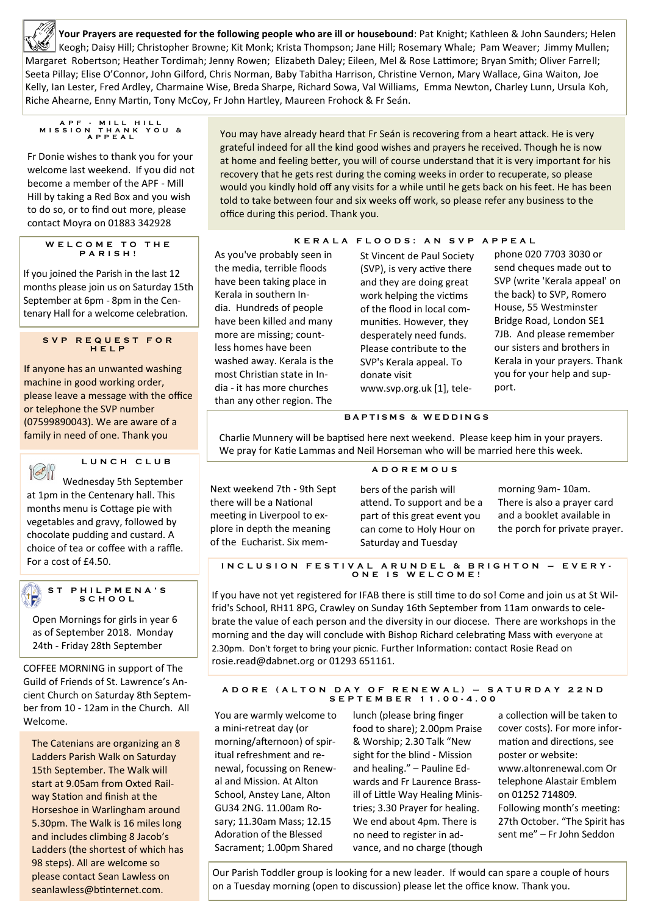**Your Prayers are requested for the following people who are ill or housebound**: Pat Knight; Kathleen & John Saunders; Helen Keogh; Daisy Hill; Christopher Browne; Kit Monk; Krista Thompson; Jane Hill; Rosemary Whale; Pam Weaver; Jimmy Mullen; Margaret Robertson; Heather Tordimah; Jenny Rowen; Elizabeth Daley; Eileen, Mel & Rose Lattimore; Bryan Smith; Oliver Farrell; Seeta Pillay; Elise O'Connor, John Gilford, Chris Norman, Baby Tabitha Harrison, Christine Vernon, Mary Wallace, Gina Waiton, Joe Kelly, Ian Lester, Fred Ardley, Charmaine Wise, Breda Sharpe, Richard Sowa, Val Williams, Emma Newton, Charley Lunn, Ursula Koh, Riche Ahearne, Enny Martin, Tony McCoy, Fr John Hartley, Maureen Frohock & Fr Seán.

### APF - MILL HILL MISSION THANK YOU & APPEAL

Fr Donie wishes to thank you for your welcome last weekend. If you did not become a member of the APF - Mill Hill by taking a Red Box and you wish to do so, or to find out more, please contact Moyra on 01883 342928

### WELCOME TO THE PARISH!

If you joined the Parish in the last 12 months please join us on Saturday 15th September at 6pm - 8pm in the Centenary Hall for a welcome celebration.

### SVP REQUEST FOR HELP

If anyone has an unwanted washing machine in good working order, please leave a message with the office or telephone the SVP number (07599890043). We are aware of a family in need of one. Thank you

### LUNCH CLUB

Wednesday 5th September at 1pm in the Centenary hall. This months menu is Cottage pie with vegetables and gravy, followed by chocolate pudding and custard. A choice of tea or coffee with a raffle. For a cost of £4.50.

### ST PHILPMENA'S SCHOOL

Open Mornings for girls in year 6 as of September 2018. Monday 24th - Friday 28th September

COFFEE MORNING in support of The Guild of Friends of St. Lawrence's Ancient Church on Saturday 8th September from 10 - 12am in the Church. All Welcome.

The Catenians are organizing an 8 Ladders Parish Walk on Saturday 15th September. The Walk will start at 9.05am from Oxted Railway Station and finish at the Horseshoe in Warlingham around 5.30pm. The Walk is 16 miles long and includes climbing 8 Jacob's Ladders (the shortest of which has 98 steps). All are welcome so please contact Sean Lawless on seanlawless@btinternet.com.

You may have already heard that Fr Seán is recovering from a heart attack. He is very grateful indeed for all the kind good wishes and prayers he received. Though he is now at home and feeling better, you will of course understand that it is very important for his recovery that he gets rest during the coming weeks in order to recuperate, so please would you kindly hold off any visits for a while until he gets back on his feet. He has been told to take between four and six weeks off work, so please refer any business to the office during this period. Thank you.

### KERALA FLOODS: AN SVP APPEAL

As you've probably seen in the media, terrible floods have been taking place in Kerala in southern India. Hundreds of people have been killed and many more are missing; countless homes have been washed away. Kerala is the most Christian state in India - it has more churches than any other region. The St Vincent de Paul Society (SVP), is very active there and they are doing great work helping the victims of the flood in local communities. However, they desperately need funds. Please contribute to the SVP's Kerala appeal. To donate visit www.svp.org.uk [1], telephone 020 7703 3030 or send cheques made out to SVP (write 'Kerala appeal' on the back) to SVP, Romero House, 55 Westminster Bridge Road, London SE1 7JB. And please remember our sisters and brothers in Kerala in your prayers. Thank you for your help and support.

### BAPTISMS & WEDDINGS

Charlie Munnery will be baptised here next weekend. Please keep him in your prayers. We pray for Katie Lammas and Neil Horseman who will be married here this week.

### ADOREMOUS

Next weekend 7th - 9th Sept there will be a National meeting in Liverpool to explore in depth the meaning of the Eucharist. Six members of the parish will attend. To support and be a part of this great event you can come to Holy Hour on Saturday and Tuesday morning 9am- 10am. There is also a prayer card and a booklet available in the porch for private prayer.

### INCLUSION FESTIVAL ARUNDEL & BRIGHTON – EVERYONE IS WELCOME!

If you have not yet registered for IFAB there is still time to do so! Come and join us at St Wilfrid's School, RH11 8PG, Crawley on Sunday 16th September from 11am onwards to celebrate the value of each person and the diversity in our diocese. There are workshops in the morning and the day will conclude with Bishop Richard celebrating Mass with everyone at 2.30pm. Don't forget to bring your picnic. Further Information: contact Rosie Read on rosie.read@dabnet.org or 01293 651161.

### ADORE (ALTON DAY OF RENEWAL) – SATURDAY 22ND SEPTEMBER 11.00-4.00

You are warmly welcome to a mini-retreat day (or morning/afternoon) of spiritual refreshment and renewal, focussing on Renewal and Mission. At Alton School, Anstey Lane, Alton GU34 2NG. 11.00am Rosary; 11.30am Mass; 12.15 Adoration of the Blessed Sacrament; 1.00pm Shared lunch (please bring finger food to share); 2.00pm Praise & Worship; 2.30 Talk "New sight for the blind - Mission and healing." – Pauline Edwards and Fr Laurence Brassill of Little Way Healing Ministries; 3.30 Prayer for healing. We end about 4pm. There is no need to register in advance, and no charge (though a collection will be taken to cover costs). For more information and directions, see poster or website: www.altonrenewal.com Or telephone Alastair Emblem on 01252 714809. Following month's meeting: 27th October. "The Spirit has sent me" – Fr John Seddon

Our Parish Toddler group is looking for a new leader. If would can spare a couple of hours on a Tuesday morning (open to discussion) please let the office know. Thank you.